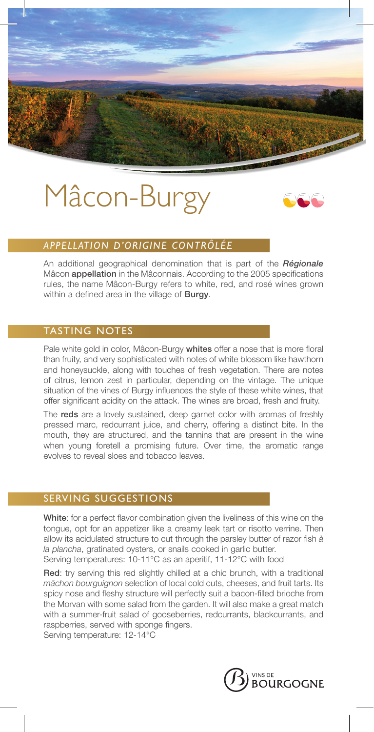# Mâcon-Burgy

## *APPELLATION D'ORIGINE CONTRÔLÉE*

An additional geographical denomination that is part of the ***Régionale*** Mâcon **appellation** in the Mâconnais. According to the 2005 specifications rules, the name Mâcon-Burgy refers to white, red, and rosé wines grown within a defined area in the village of **Burgy**.

## TASTING NOTES

Pale white gold in color, Mâcon-Burgy **whites** offer a nose that is more floral than fruity, and very sophisticated with notes of white blossom like hawthorn and honeysuckle, along with touches of fresh vegetation. There are notes of citrus, lemon zest in particular, depending on the vintage. The unique situation of the vines of Burgy influences the style of these white wines, that offer significant acidity on the attack. The wines are broad, fresh and fruity.

The **reds** are a lovely sustained, deep garnet color with aromas of freshly pressed marc, redcurrant juice, and cherry, offering a distinct bite. In the mouth, they are structured, and the tannins that are present in the wine when young foretell a promising future. Over time, the aromatic range evolves to reveal sloes and tobacco leaves.

## SERVING SUGGESTIONS

**White**: for a perfect flavor combination given the liveliness of this wine on the tongue, opt for an appetizer like a creamy leek tart or risotto verrine. Then allow its acidulated structure to cut through the parsley butter of razor fish *à la plancha*, gratinated oysters, or snails cooked in garlic butter.
Serving temperatures: 10-11°C as an aperitif, 11-12°C with food

**Red**: try serving this red slightly chilled at a chic brunch, with a traditional *mâchon bourguignon* selection of local cold cuts, cheeses, and fruit tarts. Its spicy nose and fleshy structure will perfectly suit a bacon-filled brioche from the Morvan with some salad from the garden. It will also make a great match with a summer-fruit salad of gooseberries, redcurrants, blackcurrants, and raspberries, served with sponge fingers.
Serving temperature: 12-14°C

VINS DE BOURGOGNE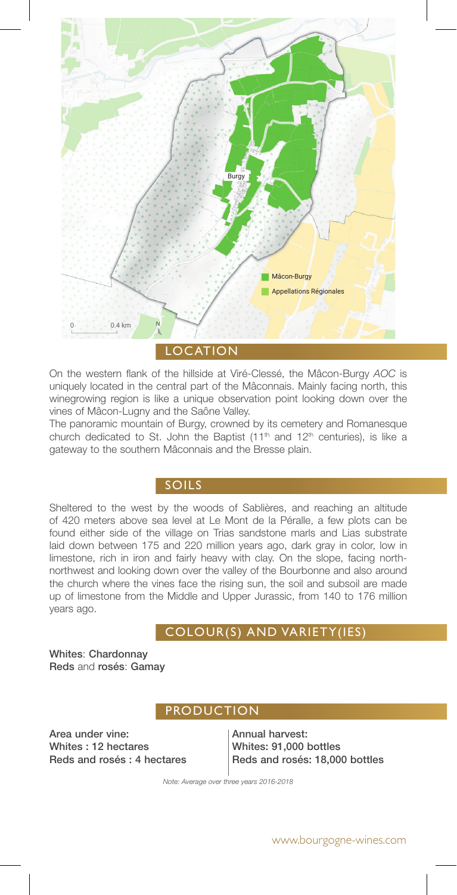Burgy

Mâcon-Burgy

Appellations Régionales

0 0.4 km

N

## LOCATION

On the western flank of the hillside at Viré-Clessé, the Mâcon-Burgy *AOC* is uniquely located in the central part of the Mâconnais. Mainly facing north, this winegrowing region is like a unique observation point looking down over the vines of Mâcon-Lugny and the Saône Valley.

The panoramic mountain of Burgy, crowned by its cemetery and Romanesque church dedicated to St. John the Baptist (11th and 12th centuries), is like a gateway to the southern Mâconnais and the Bresse plain.

## SOILS

Sheltered to the west by the woods of Sablières, and reaching an altitude of 420 meters above sea level at Le Mont de la Péralle, a few plots can be found either side of the village on Trias sandstone marls and Lias substrate laid down between 175 and 220 million years ago, dark gray in color, low in limestone, rich in iron and fairly heavy with clay. On the slope, facing north-northwest and looking down over the valley of the Bourbonne and also around the church where the vines face the rising sun, the soil and subsoil are made up of limestone from the Middle and Upper Jurassic, from 140 to 176 million years ago.

## COLOUR(S) AND VARIETY(IES)

**Whites**: **Chardonnay**
**Reds** and **rosés**: **Gamay**

## PRODUCTION

**Area under vine:**
**Whites : 12 hectares**
**Reds and rosés : 4 hectares**

**Annual harvest:**
**Whites: 91,000 bottles**
**Reds and rosés: 18,000 bottles**

*Note: Average over three years 2016-2018*

www.bourgogne-wines.com